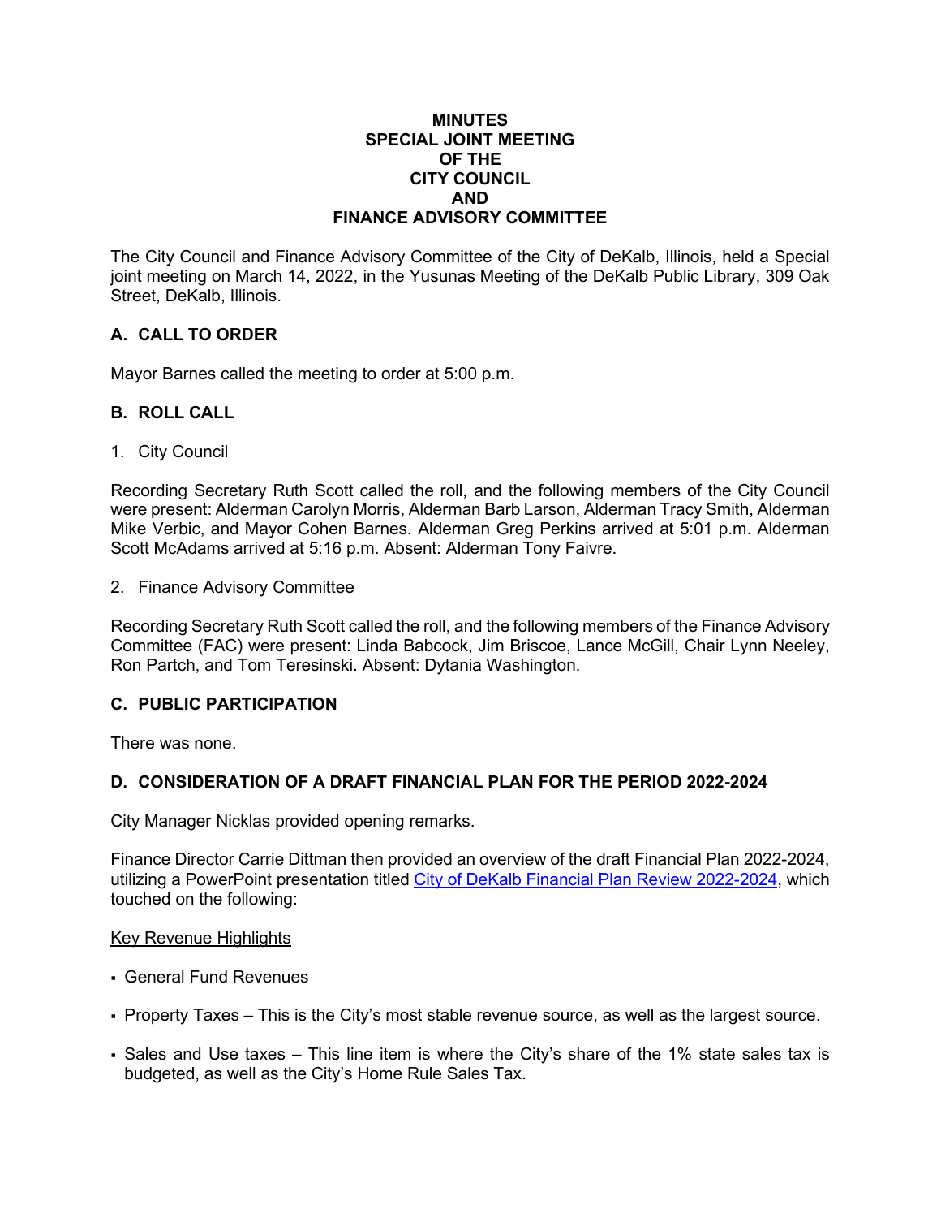# MINUTES
# SPECIAL JOINT MEETING
# OF THE
# CITY COUNCIL
# AND
# FINANCE ADVISORY COMMITTEE

The City Council and Finance Advisory Committee of the City of DeKalb, Illinois, held a Special joint meeting on March 14, 2022, in the Yusunas Meeting of the DeKalb Public Library, 309 Oak Street, DeKalb, Illinois.

## A. CALL TO ORDER

Mayor Barnes called the meeting to order at 5:00 p.m.

## B. ROLL CALL

1. City Council

Recording Secretary Ruth Scott called the roll, and the following members of the City Council were present: Alderman Carolyn Morris, Alderman Barb Larson, Alderman Tracy Smith, Alderman Mike Verbic, and Mayor Cohen Barnes. Alderman Greg Perkins arrived at 5:01 p.m. Alderman Scott McAdams arrived at 5:16 p.m. Absent: Alderman Tony Faivre.

2. Finance Advisory Committee

Recording Secretary Ruth Scott called the roll, and the following members of the Finance Advisory Committee (FAC) were present: Linda Babcock, Jim Briscoe, Lance McGill, Chair Lynn Neeley, Ron Partch, and Tom Teresinski. Absent: Dytania Washington.

## C. PUBLIC PARTICIPATION

There was none.

## D. CONSIDERATION OF A DRAFT FINANCIAL PLAN FOR THE PERIOD 2022-2024

City Manager Nicklas provided opening remarks.

Finance Director Carrie Dittman then provided an overview of the draft Financial Plan 2022-2024, utilizing a PowerPoint presentation titled City of DeKalb Financial Plan Review 2022-2024, which touched on the following:

Key Revenue Highlights

- General Fund Revenues
- Property Taxes – This is the City's most stable revenue source, as well as the largest source.
- Sales and Use taxes – This line item is where the City's share of the 1% state sales tax is budgeted, as well as the City's Home Rule Sales Tax.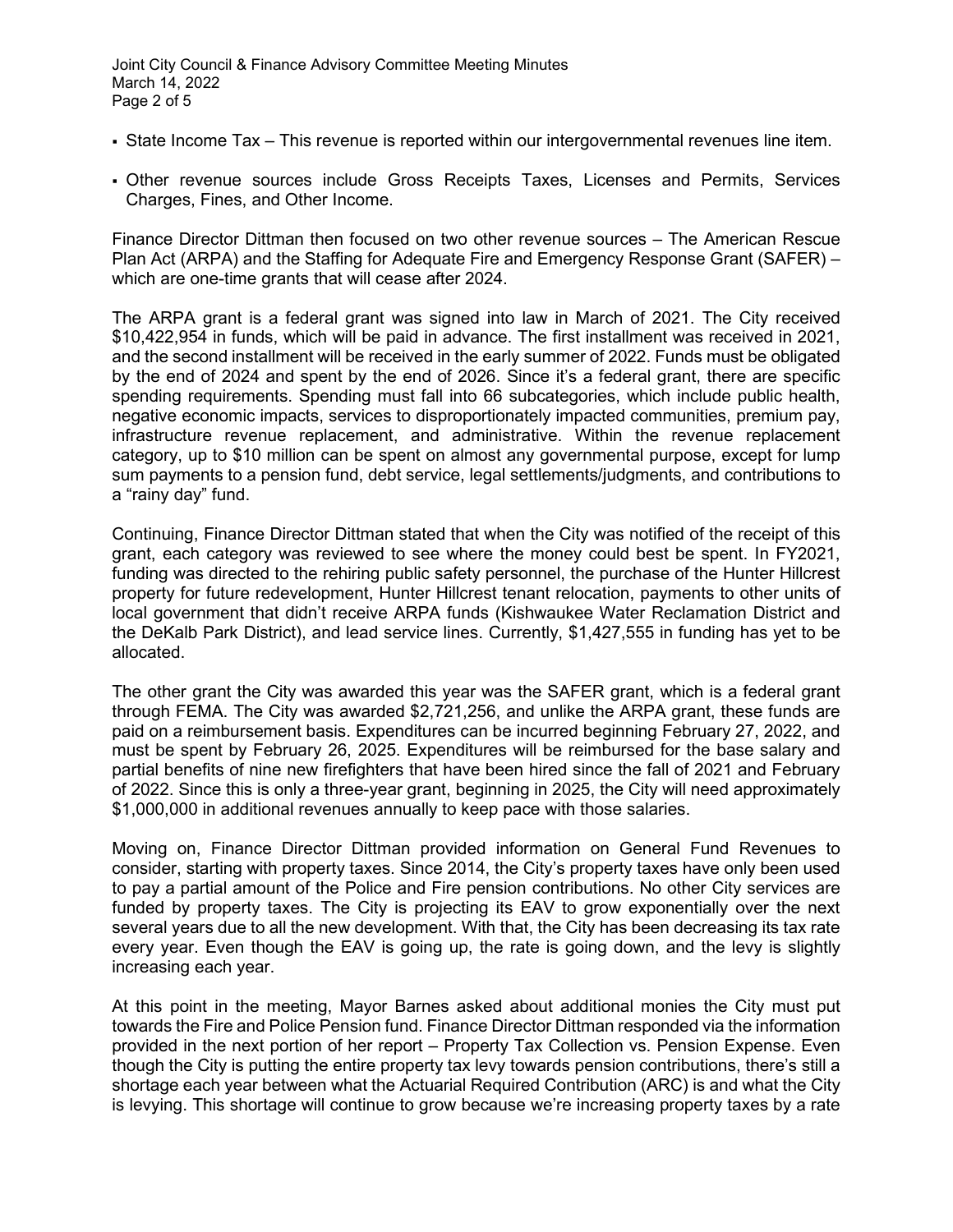- State Income Tax – This revenue is reported within our intergovernmental revenues line item.
- Other revenue sources include Gross Receipts Taxes, Licenses and Permits, Services Charges, Fines, and Other Income.

Finance Director Dittman then focused on two other revenue sources – The American Rescue Plan Act (ARPA) and the Staffing for Adequate Fire and Emergency Response Grant (SAFER) – which are one-time grants that will cease after 2024.

The ARPA grant is a federal grant was signed into law in March of 2021. The City received $10,422,954 in funds, which will be paid in advance. The first installment was received in 2021, and the second installment will be received in the early summer of 2022. Funds must be obligated by the end of 2024 and spent by the end of 2026. Since it's a federal grant, there are specific spending requirements. Spending must fall into 66 subcategories, which include public health, negative economic impacts, services to disproportionately impacted communities, premium pay, infrastructure revenue replacement, and administrative. Within the revenue replacement category, up to $10 million can be spent on almost any governmental purpose, except for lump sum payments to a pension fund, debt service, legal settlements/judgments, and contributions to a "rainy day" fund.

Continuing, Finance Director Dittman stated that when the City was notified of the receipt of this grant, each category was reviewed to see where the money could best be spent. In FY2021, funding was directed to the rehiring public safety personnel, the purchase of the Hunter Hillcrest property for future redevelopment, Hunter Hillcrest tenant relocation, payments to other units of local government that didn't receive ARPA funds (Kishwaukee Water Reclamation District and the DeKalb Park District), and lead service lines. Currently, $1,427,555 in funding has yet to be allocated.

The other grant the City was awarded this year was the SAFER grant, which is a federal grant through FEMA. The City was awarded $2,721,256, and unlike the ARPA grant, these funds are paid on a reimbursement basis. Expenditures can be incurred beginning February 27, 2022, and must be spent by February 26, 2025. Expenditures will be reimbursed for the base salary and partial benefits of nine new firefighters that have been hired since the fall of 2021 and February of 2022. Since this is only a three-year grant, beginning in 2025, the City will need approximately $1,000,000 in additional revenues annually to keep pace with those salaries.

Moving on, Finance Director Dittman provided information on General Fund Revenues to consider, starting with property taxes. Since 2014, the City's property taxes have only been used to pay a partial amount of the Police and Fire pension contributions. No other City services are funded by property taxes. The City is projecting its EAV to grow exponentially over the next several years due to all the new development. With that, the City has been decreasing its tax rate every year. Even though the EAV is going up, the rate is going down, and the levy is slightly increasing each year.

At this point in the meeting, Mayor Barnes asked about additional monies the City must put towards the Fire and Police Pension fund. Finance Director Dittman responded via the information provided in the next portion of her report – Property Tax Collection vs. Pension Expense. Even though the City is putting the entire property tax levy towards pension contributions, there's still a shortage each year between what the Actuarial Required Contribution (ARC) is and what the City is levying. This shortage will continue to grow because we're increasing property taxes by a rate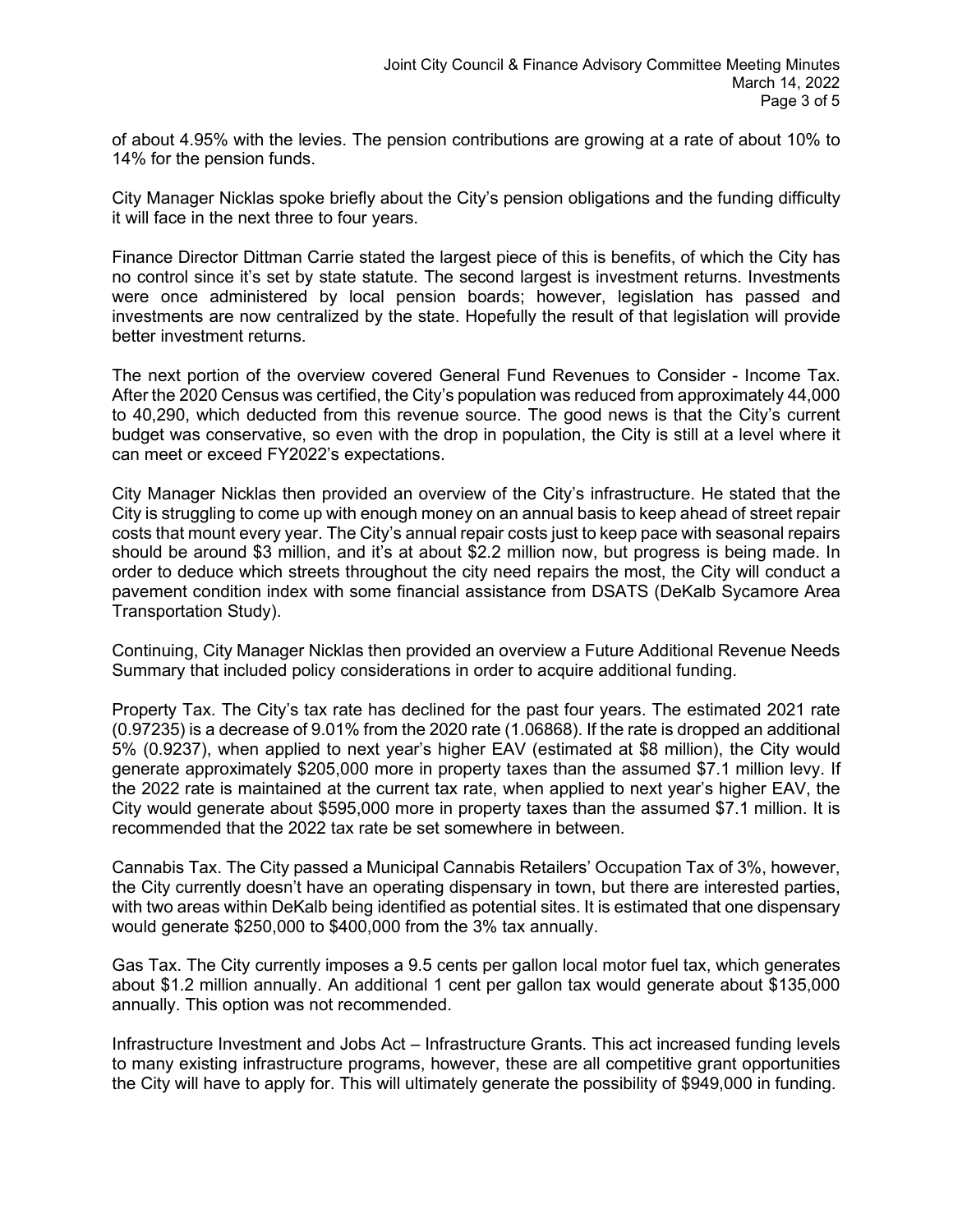of about 4.95% with the levies. The pension contributions are growing at a rate of about 10% to 14% for the pension funds.

City Manager Nicklas spoke briefly about the City's pension obligations and the funding difficulty it will face in the next three to four years.

Finance Director Dittman Carrie stated the largest piece of this is benefits, of which the City has no control since it's set by state statute. The second largest is investment returns. Investments were once administered by local pension boards; however, legislation has passed and investments are now centralized by the state. Hopefully the result of that legislation will provide better investment returns.

The next portion of the overview covered General Fund Revenues to Consider - Income Tax. After the 2020 Census was certified, the City's population was reduced from approximately 44,000 to 40,290, which deducted from this revenue source. The good news is that the City's current budget was conservative, so even with the drop in population, the City is still at a level where it can meet or exceed FY2022's expectations.

City Manager Nicklas then provided an overview of the City's infrastructure. He stated that the City is struggling to come up with enough money on an annual basis to keep ahead of street repair costs that mount every year. The City's annual repair costs just to keep pace with seasonal repairs should be around $3 million, and it's at about $2.2 million now, but progress is being made. In order to deduce which streets throughout the city need repairs the most, the City will conduct a pavement condition index with some financial assistance from DSATS (DeKalb Sycamore Area Transportation Study).

Continuing, City Manager Nicklas then provided an overview a Future Additional Revenue Needs Summary that included policy considerations in order to acquire additional funding.

Property Tax. The City's tax rate has declined for the past four years. The estimated 2021 rate (0.97235) is a decrease of 9.01% from the 2020 rate (1.06868). If the rate is dropped an additional 5% (0.9237), when applied to next year's higher EAV (estimated at $8 million), the City would generate approximately $205,000 more in property taxes than the assumed $7.1 million levy. If the 2022 rate is maintained at the current tax rate, when applied to next year's higher EAV, the City would generate about $595,000 more in property taxes than the assumed $7.1 million. It is recommended that the 2022 tax rate be set somewhere in between.

Cannabis Tax. The City passed a Municipal Cannabis Retailers' Occupation Tax of 3%, however, the City currently doesn't have an operating dispensary in town, but there are interested parties, with two areas within DeKalb being identified as potential sites. It is estimated that one dispensary would generate $250,000 to $400,000 from the 3% tax annually.

Gas Tax. The City currently imposes a 9.5 cents per gallon local motor fuel tax, which generates about $1.2 million annually. An additional 1 cent per gallon tax would generate about $135,000 annually. This option was not recommended.

Infrastructure Investment and Jobs Act – Infrastructure Grants. This act increased funding levels to many existing infrastructure programs, however, these are all competitive grant opportunities the City will have to apply for. This will ultimately generate the possibility of $949,000 in funding.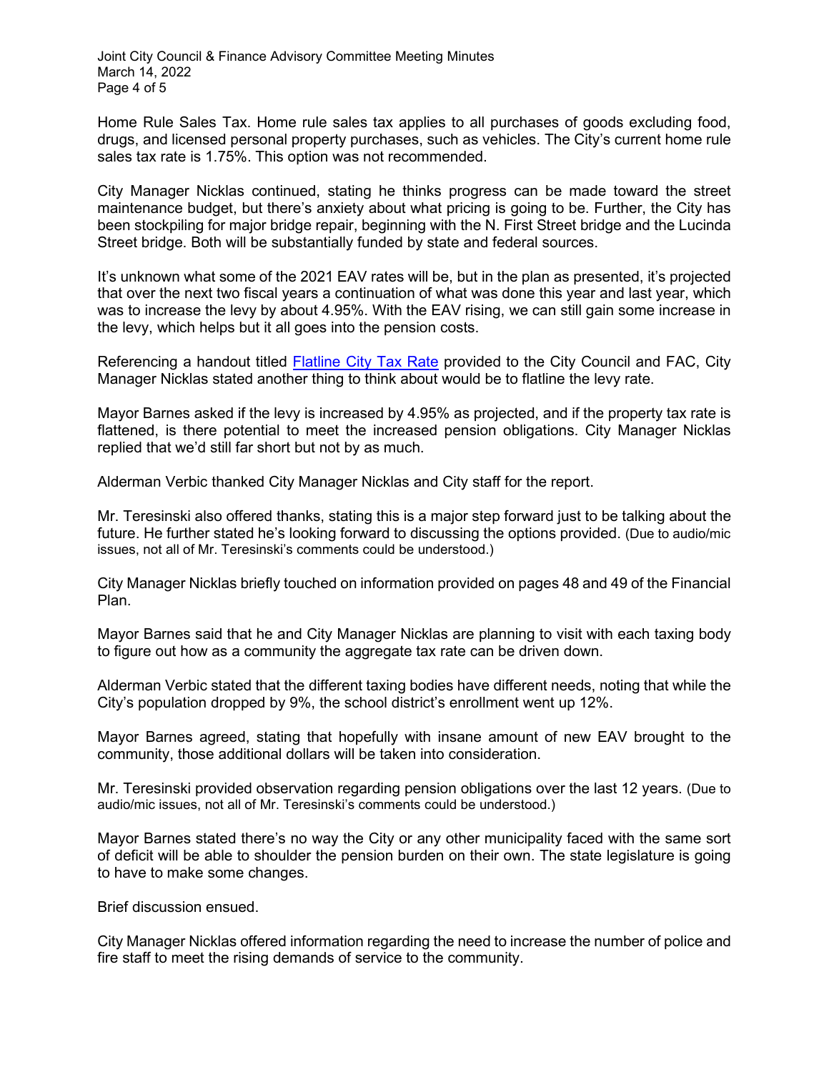Home Rule Sales Tax. Home rule sales tax applies to all purchases of goods excluding food, drugs, and licensed personal property purchases, such as vehicles. The City's current home rule sales tax rate is 1.75%. This option was not recommended.

City Manager Nicklas continued, stating he thinks progress can be made toward the street maintenance budget, but there's anxiety about what pricing is going to be. Further, the City has been stockpiling for major bridge repair, beginning with the N. First Street bridge and the Lucinda Street bridge. Both will be substantially funded by state and federal sources.

It's unknown what some of the 2021 EAV rates will be, but in the plan as presented, it's projected that over the next two fiscal years a continuation of what was done this year and last year, which was to increase the levy by about 4.95%. With the EAV rising, we can still gain some increase in the levy, which helps but it all goes into the pension costs.

Referencing a handout titled Flatline City Tax Rate provided to the City Council and FAC, City Manager Nicklas stated another thing to think about would be to flatline the levy rate.

Mayor Barnes asked if the levy is increased by 4.95% as projected, and if the property tax rate is flattened, is there potential to meet the increased pension obligations. City Manager Nicklas replied that we'd still far short but not by as much.

Alderman Verbic thanked City Manager Nicklas and City staff for the report.

Mr. Teresinski also offered thanks, stating this is a major step forward just to be talking about the future. He further stated he's looking forward to discussing the options provided. (Due to audio/mic issues, not all of Mr. Teresinski's comments could be understood.)

City Manager Nicklas briefly touched on information provided on pages 48 and 49 of the Financial Plan.

Mayor Barnes said that he and City Manager Nicklas are planning to visit with each taxing body to figure out how as a community the aggregate tax rate can be driven down.

Alderman Verbic stated that the different taxing bodies have different needs, noting that while the City's population dropped by 9%, the school district's enrollment went up 12%.

Mayor Barnes agreed, stating that hopefully with insane amount of new EAV brought to the community, those additional dollars will be taken into consideration.

Mr. Teresinski provided observation regarding pension obligations over the last 12 years. (Due to audio/mic issues, not all of Mr. Teresinski's comments could be understood.)

Mayor Barnes stated there's no way the City or any other municipality faced with the same sort of deficit will be able to shoulder the pension burden on their own. The state legislature is going to have to make some changes.

Brief discussion ensued.

City Manager Nicklas offered information regarding the need to increase the number of police and fire staff to meet the rising demands of service to the community.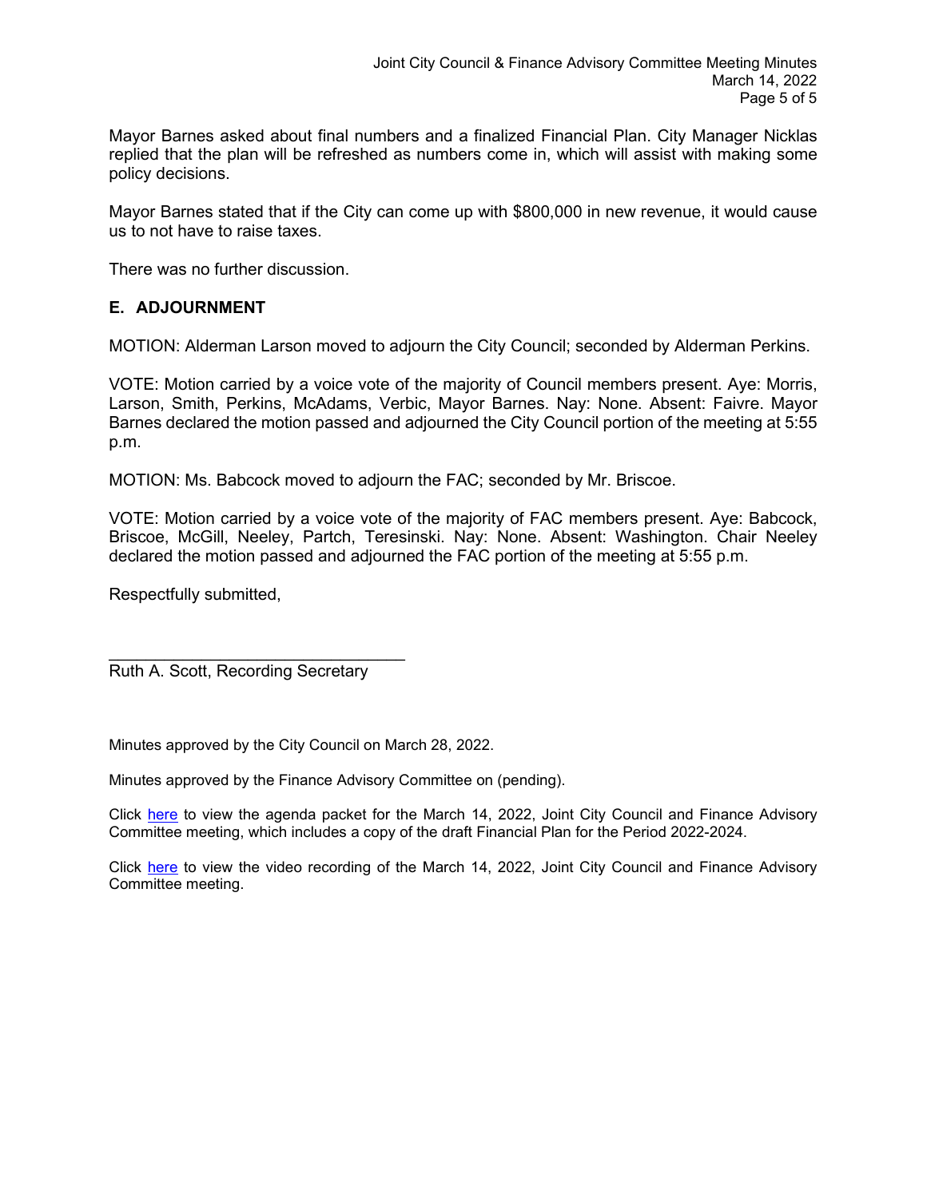Mayor Barnes asked about final numbers and a finalized Financial Plan. City Manager Nicklas replied that the plan will be refreshed as numbers come in, which will assist with making some policy decisions.

Mayor Barnes stated that if the City can come up with $800,000 in new revenue, it would cause us to not have to raise taxes.

There was no further discussion.

## E. ADJOURNMENT

MOTION: Alderman Larson moved to adjourn the City Council; seconded by Alderman Perkins.

VOTE: Motion carried by a voice vote of the majority of Council members present. Aye: Morris, Larson, Smith, Perkins, McAdams, Verbic, Mayor Barnes. Nay: None. Absent: Faivre. Mayor Barnes declared the motion passed and adjourned the City Council portion of the meeting at 5:55 p.m.

MOTION: Ms. Babcock moved to adjourn the FAC; seconded by Mr. Briscoe.

VOTE: Motion carried by a voice vote of the majority of FAC members present. Aye: Babcock, Briscoe, McGill, Neeley, Partch, Teresinski. Nay: None. Absent: Washington. Chair Neeley declared the motion passed and adjourned the FAC portion of the meeting at 5:55 p.m.

Respectfully submitted,

\_\_\_\_\_\_\_\_\_\_\_\_\_\_\_\_\_\_\_\_\_\_\_\_\_\_\_\_\_\_\_\_\_
Ruth A. Scott, Recording Secretary

Minutes approved by the City Council on March 28, 2022.

Minutes approved by the Finance Advisory Committee on (pending).

Click here to view the agenda packet for the March 14, 2022, Joint City Council and Finance Advisory Committee meeting, which includes a copy of the draft Financial Plan for the Period 2022-2024.

Click here to view the video recording of the March 14, 2022, Joint City Council and Finance Advisory Committee meeting.